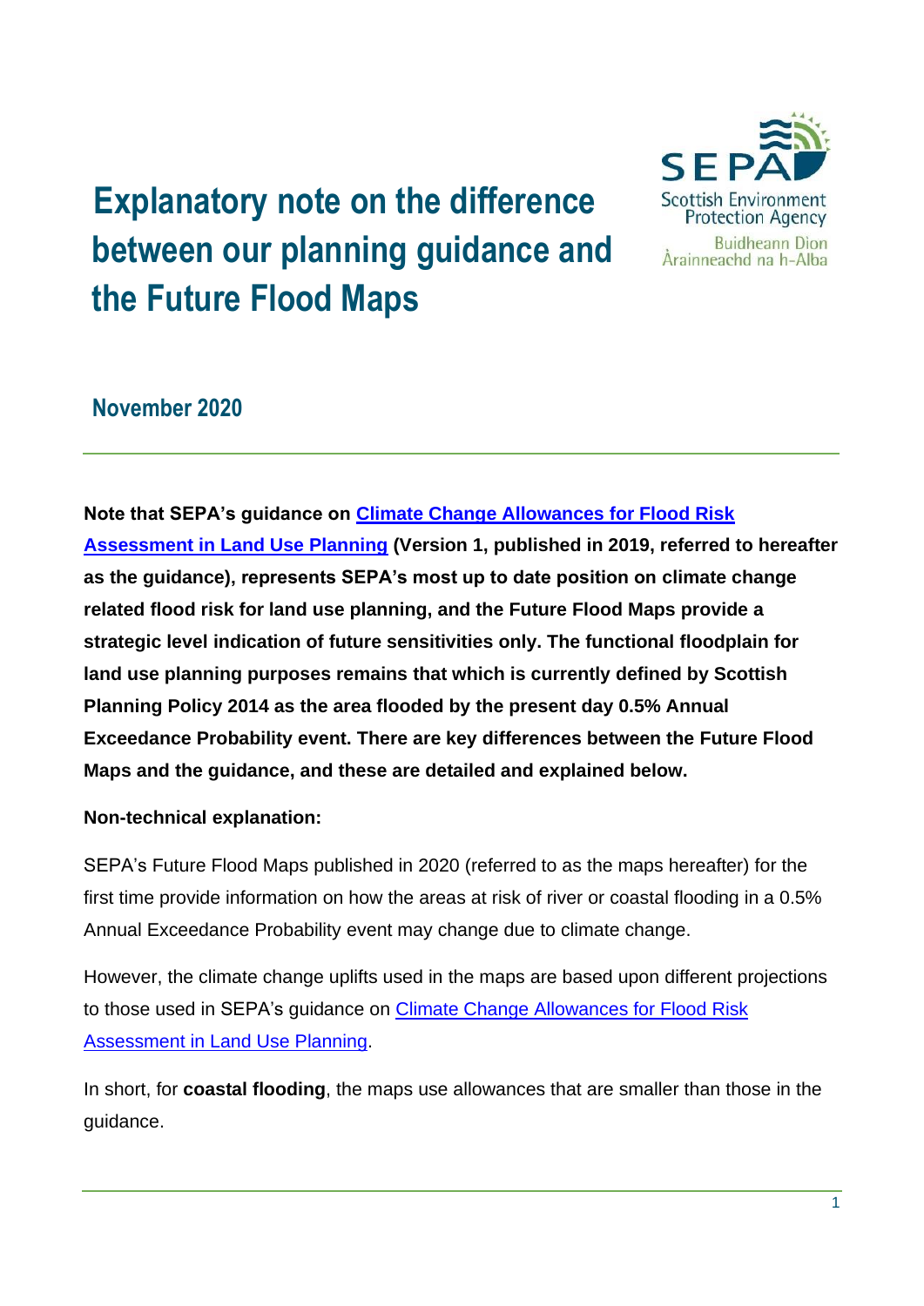# Explanatory note on the difference between our planning guidance and the Future Flood Maps

## November 2020

**Note that SEPA's guidance on [Climate Change Allowances for Flood Risk Assessment in Land Use Planning] (Version 1, published in 2019, referred to hereafter as the guidance), represents SEPA's most up to date position on climate change related flood risk for land use planning, and the Future Flood Maps provide a strategic level indication of future sensitivities only. The functional floodplain for land use planning purposes remains that which is currently defined by Scottish Planning Policy 2014 as the area flooded by the present day 0.5% Annual Exceedance Probability event. There are key differences between the Future Flood Maps and the guidance, and these are detailed and explained below.**

**Non-technical explanation:**

SEPA's Future Flood Maps published in 2020 (referred to as the maps hereafter) for the first time provide information on how the areas at risk of river or coastal flooding in a 0.5% Annual Exceedance Probability event may change due to climate change.

However, the climate change uplifts used in the maps are based upon different projections to those used in SEPA's guidance on Climate Change Allowances for Flood Risk Assessment in Land Use Planning.

In short, for **coastal flooding**, the maps use allowances that are smaller than those in the guidance.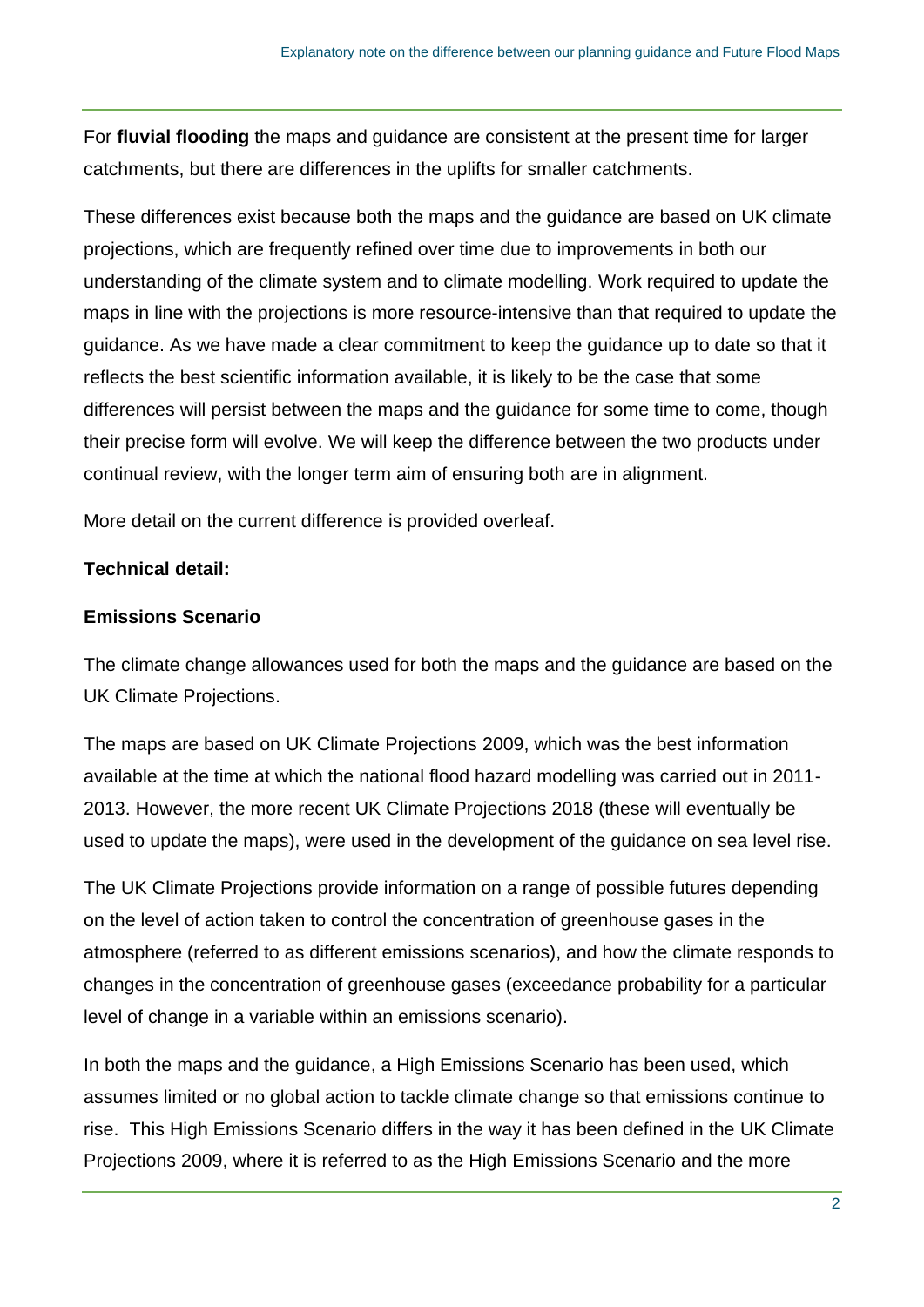For **fluvial flooding** the maps and guidance are consistent at the present time for larger catchments, but there are differences in the uplifts for smaller catchments.

These differences exist because both the maps and the guidance are based on UK climate projections, which are frequently refined over time due to improvements in both our understanding of the climate system and to climate modelling. Work required to update the maps in line with the projections is more resource-intensive than that required to update the guidance. As we have made a clear commitment to keep the guidance up to date so that it reflects the best scientific information available, it is likely to be the case that some differences will persist between the maps and the guidance for some time to come, though their precise form will evolve. We will keep the difference between the two products under continual review, with the longer term aim of ensuring both are in alignment.

More detail on the current difference is provided overleaf.

**Technical detail:**

**Emissions Scenario**

The climate change allowances used for both the maps and the guidance are based on the UK Climate Projections.

The maps are based on UK Climate Projections 2009, which was the best information available at the time at which the national flood hazard modelling was carried out in 2011-2013. However, the more recent UK Climate Projections 2018 (these will eventually be used to update the maps), were used in the development of the guidance on sea level rise.

The UK Climate Projections provide information on a range of possible futures depending on the level of action taken to control the concentration of greenhouse gases in the atmosphere (referred to as different emissions scenarios), and how the climate responds to changes in the concentration of greenhouse gases (exceedance probability for a particular level of change in a variable within an emissions scenario).

In both the maps and the guidance, a High Emissions Scenario has been used, which assumes limited or no global action to tackle climate change so that emissions continue to rise. This High Emissions Scenario differs in the way it has been defined in the UK Climate Projections 2009, where it is referred to as the High Emissions Scenario and the more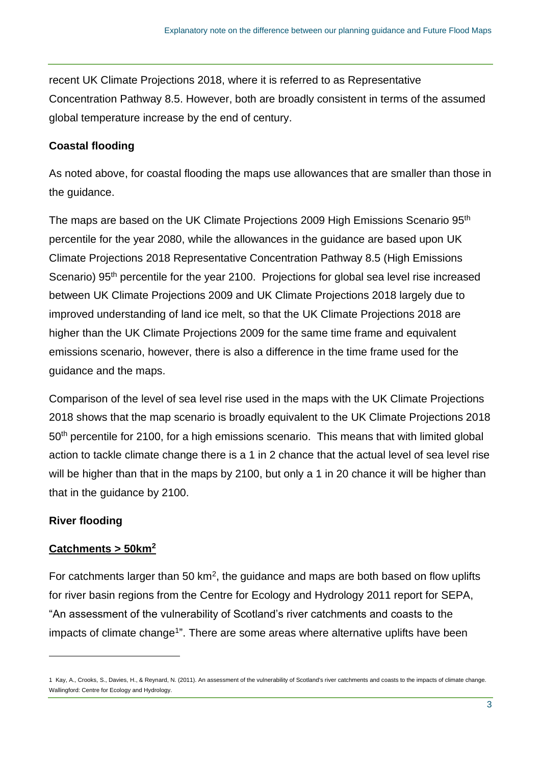recent UK Climate Projections 2018, where it is referred to as Representative Concentration Pathway 8.5. However, both are broadly consistent in terms of the assumed global temperature increase by the end of century.

**Coastal flooding**

As noted above, for coastal flooding the maps use allowances that are smaller than those in the guidance.

The maps are based on the UK Climate Projections 2009 High Emissions Scenario 95th percentile for the year 2080, while the allowances in the guidance are based upon UK Climate Projections 2018 Representative Concentration Pathway 8.5 (High Emissions Scenario) 95th percentile for the year 2100. Projections for global sea level rise increased between UK Climate Projections 2009 and UK Climate Projections 2018 largely due to improved understanding of land ice melt, so that the UK Climate Projections 2018 are higher than the UK Climate Projections 2009 for the same time frame and equivalent emissions scenario, however, there is also a difference in the time frame used for the guidance and the maps.

Comparison of the level of sea level rise used in the maps with the UK Climate Projections 2018 shows that the map scenario is broadly equivalent to the UK Climate Projections 2018 50th percentile for 2100, for a high emissions scenario. This means that with limited global action to tackle climate change there is a 1 in 2 chance that the actual level of sea level rise will be higher than that in the maps by 2100, but only a 1 in 20 chance it will be higher than that in the guidance by 2100.

**River flooding**

**Catchments > 50km$^2$**

For catchments larger than 50 km$^2$, the guidance and maps are both based on flow uplifts for river basin regions from the Centre for Ecology and Hydrology 2011 report for SEPA, "An assessment of the vulnerability of Scotland's river catchments and coasts to the impacts of climate change[1]". There are some areas where alternative uplifts have been

1 Kay, A., Crooks, S., Davies, H., & Reynard, N. (2011). An assessment of the vulnerability of Scotland's river catchments and coasts to the impacts of climate change. Wallingford: Centre for Ecology and Hydrology.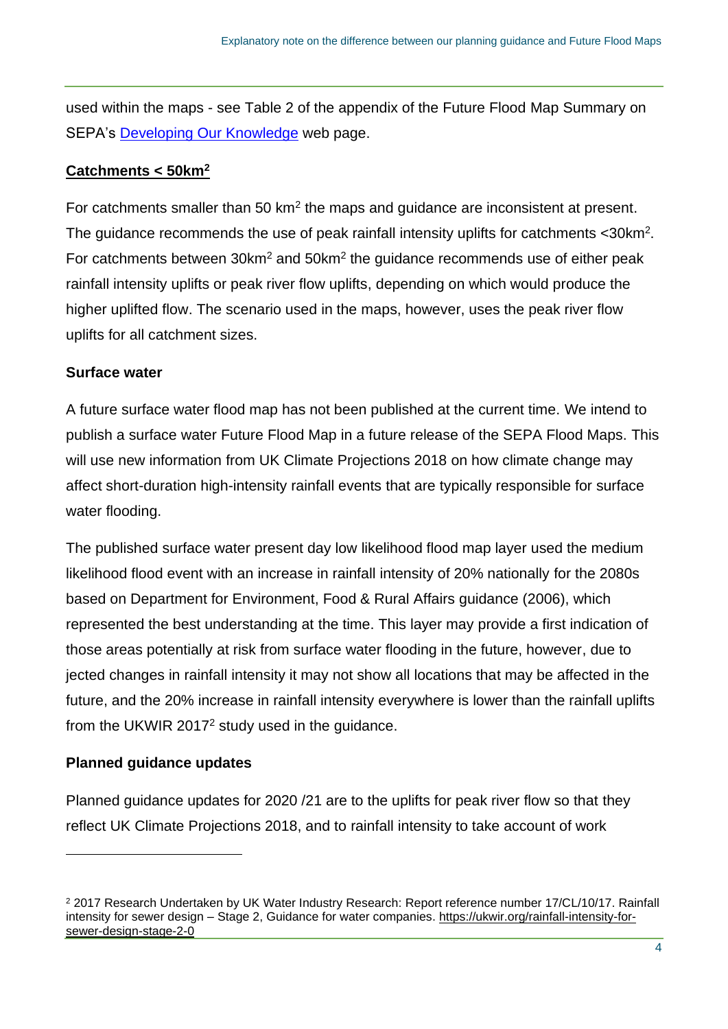used within the maps - see Table 2 of the appendix of the Future Flood Map Summary on SEPA's [Developing Our Knowledge]() web page.

**Catchments < 50km$^2$**

For catchments smaller than 50 km$^2$ the maps and guidance are inconsistent at present. The guidance recommends the use of peak rainfall intensity uplifts for catchments <30km$^2$. For catchments between 30km$^2$ and 50km$^2$ the guidance recommends use of either peak rainfall intensity uplifts or peak river flow uplifts, depending on which would produce the higher uplifted flow. The scenario used in the maps, however, uses the peak river flow uplifts for all catchment sizes.

**Surface water**

A future surface water flood map has not been published at the current time. We intend to publish a surface water Future Flood Map in a future release of the SEPA Flood Maps. This will use new information from UK Climate Projections 2018 on how climate change may affect short-duration high-intensity rainfall events that are typically responsible for surface water flooding.

The published surface water present day low likelihood flood map layer used the medium likelihood flood event with an increase in rainfall intensity of 20% nationally for the 2080s based on Department for Environment, Food & Rural Affairs guidance (2006), which represented the best understanding at the time. This layer may provide a first indication of those areas potentially at risk from surface water flooding in the future, however, due to jected changes in rainfall intensity it may not show all locations that may be affected in the future, and the 20% increase in rainfall intensity everywhere is lower than the rainfall uplifts from the UKWIR 2017[2] study used in the guidance.

**Planned guidance updates**

Planned guidance updates for 2020 /21 are to the uplifts for peak river flow so that they reflect UK Climate Projections 2018, and to rainfall intensity to take account of work

---

[2] 2017 Research Undertaken by UK Water Industry Research: Report reference number 17/CL/10/17. Rainfall intensity for sewer design – Stage 2, Guidance for water companies. https://ukwir.org/rainfall-intensity-for-sewer-design-stage-2-0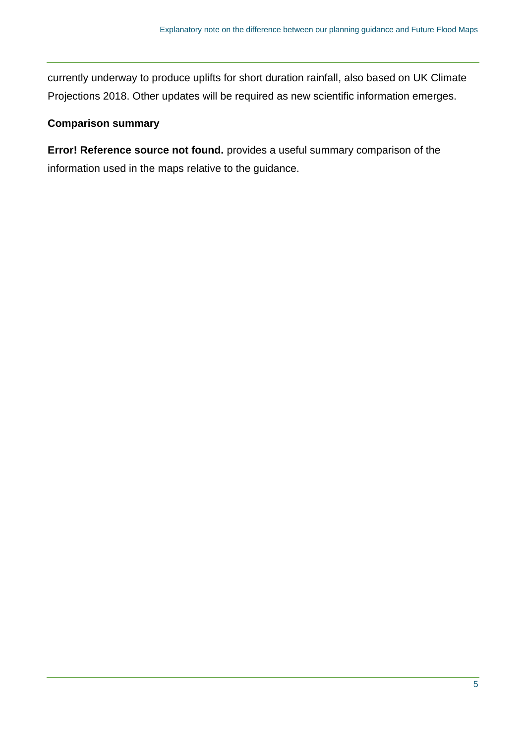currently underway to produce uplifts for short duration rainfall, also based on UK Climate Projections 2018. Other updates will be required as new scientific information emerges.

**Comparison summary**

**Error! Reference source not found.** provides a useful summary comparison of the information used in the maps relative to the guidance.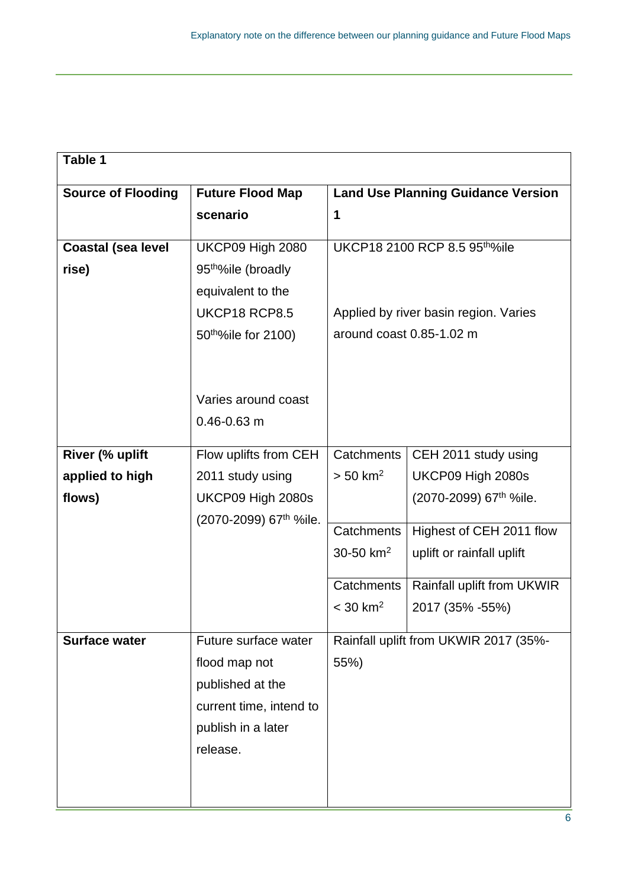**Table 1**

| Source of Flooding | Future Flood Map scenario | Land Use Planning Guidance Version 1 | |
|---|---|---|---|
| Coastal (sea level rise) | UKCP09 High 2080 95th%ile (broadly equivalent to the UKCP18 RCP8.5 50th%ile for 2100)<br><br>Varies around coast 0.46-0.63 m | UKCP18 2100 RCP 8.5 95th%ile<br><br>Applied by river basin region. Varies around coast 0.85-1.02 m | |
| River (% uplift applied to high flows) | Flow uplifts from CEH 2011 study using UKCP09 High 2080s (2070-2099) 67th %ile. | Catchments > 50 $km^2$ | CEH 2011 study using UKCP09 High 2080s (2070-2099) 67th %ile. |
| | | Catchments 30-50 $km^2$ | Highest of CEH 2011 flow uplift or rainfall uplift |
| | | Catchments < 30 $km^2$ | Rainfall uplift from UKWIR 2017 (35% -55%) |
| Surface water | Future surface water flood map not published at the current time, intend to publish in a later release. | Rainfall uplift from UKWIR 2017 (35%-55%) | |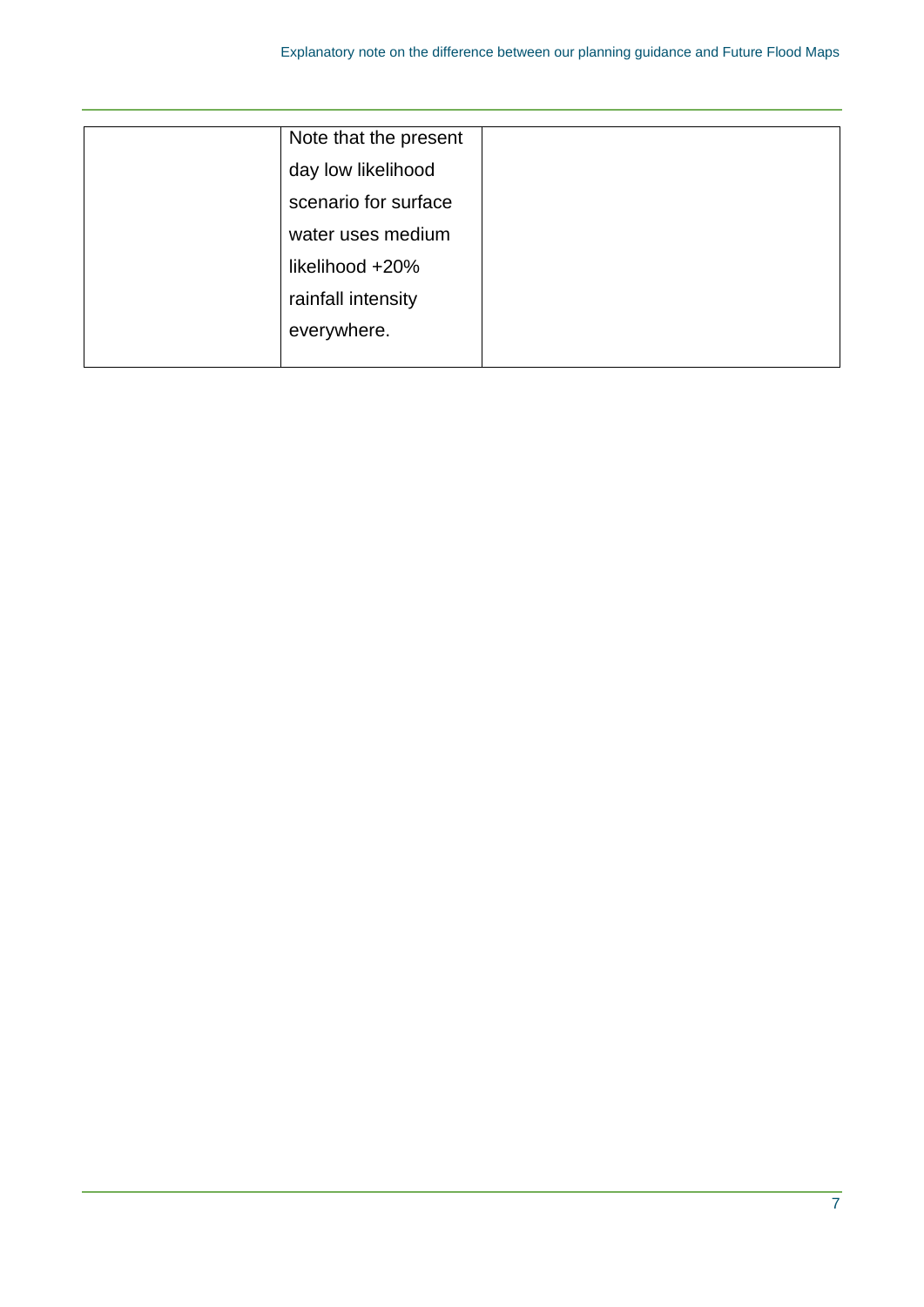| | | |
|---|---|---|
| | Note that the present day low likelihood scenario for surface water uses medium likelihood +20% rainfall intensity everywhere. | |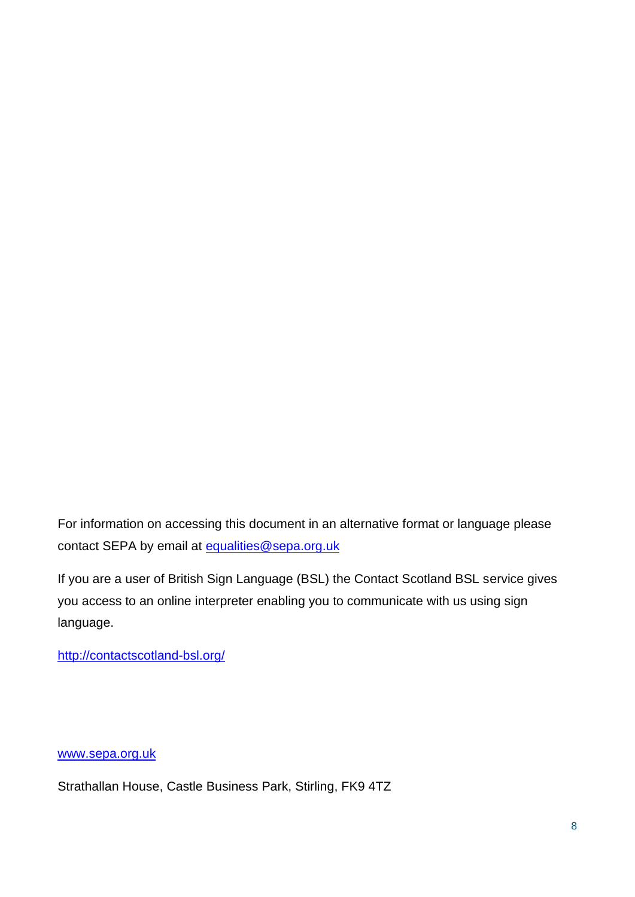For information on accessing this document in an alternative format or language please contact SEPA by email at [equalities@sepa.org.uk](mailto:equalities@sepa.org.uk)

If you are a user of British Sign Language (BSL) the Contact Scotland BSL service gives you access to an online interpreter enabling you to communicate with us using sign language.

[http://contactscotland-bsl.org/](http://contactscotland-bsl.org/)

[www.sepa.org.uk](http://www.sepa.org.uk)

Strathallan House, Castle Business Park, Stirling, FK9 4TZ